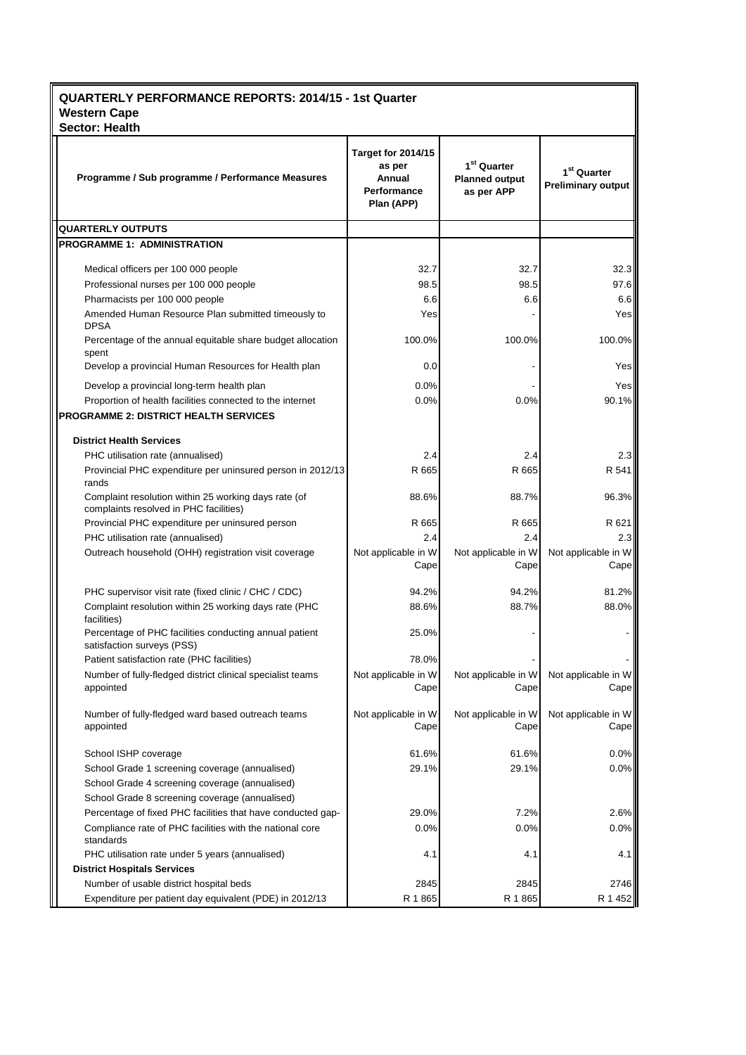## QUARTERLY PERFORMANCE REPORTS: 2014/15 - 1st Quarter
## Western Cape
## Sector: Health

| Programme / Sub programme / Performance Measures | Target for 2014/15 as per Annual Performance Plan (APP) | 1st Quarter Planned output as per APP | 1st Quarter Preliminary output |
|---|---|---|---|
| **QUARTERLY OUTPUTS** | | | |
| **PROGRAMME 1: ADMINISTRATION** | | | |
| Medical officers per 100 000 people | 32.7 | 32.7 | 32.3 |
| Professional nurses per 100 000 people | 98.5 | 98.5 | 97.6 |
| Pharmacists per 100 000 people | 6.6 | 6.6 | 6.6 |
| Amended Human Resource Plan submitted timeously to DPSA | Yes | - | Yes |
| Percentage of the annual equitable share budget allocation spent | 100.0% | 100.0% | 100.0% |
| Develop a provincial Human Resources for Health plan | 0.0 | - | Yes |
| Develop a provincial long-term health plan | 0.0% | - | Yes |
| Proportion of health facilities connected to the internet | 0.0% | 0.0% | 90.1% |
| **PROGRAMME 2: DISTRICT HEALTH SERVICES** | | | |
| **District Health Services** | | | |
| PHC utilisation rate (annualised) | 2.4 | 2.4 | 2.3 |
| Provincial PHC expenditure per uninsured person in 2012/13 rands | R 665 | R 665 | R 541 |
| Complaint resolution within 25 working days rate (of complaints resolved in PHC facilities) | 88.6% | 88.7% | 96.3% |
| Provincial PHC expenditure per uninsured person | R 665 | R 665 | R 621 |
| PHC utilisation rate (annualised) | 2.4 | 2.4 | 2.3 |
| Outreach household (OHH) registration visit coverage | Not applicable in W Cape | Not applicable in W Cape | Not applicable in W Cape |
| PHC supervisor visit rate (fixed clinic / CHC / CDC) | 94.2% | 94.2% | 81.2% |
| Complaint resolution within 25 working days rate (PHC facilities) | 88.6% | 88.7% | 88.0% |
| Percentage of PHC facilities conducting annual patient satisfaction surveys (PSS) | 25.0% | - | - |
| Patient satisfaction rate (PHC facilities) | 78.0% | - | - |
| Number of fully-fledged district clinical specialist teams appointed | Not applicable in W Cape | Not applicable in W Cape | Not applicable in W Cape |
| Number of fully-fledged ward based outreach teams appointed | Not applicable in W Cape | Not applicable in W Cape | Not applicable in W Cape |
| School ISHP coverage | 61.6% | 61.6% | 0.0% |
| School Grade 1 screening coverage (annualised) | 29.1% | 29.1% | 0.0% |
| School Grade 4 screening coverage (annualised) | | | |
| School Grade 8 screening coverage (annualised) | | | |
| Percentage of fixed PHC facilities that have conducted gap- | 29.0% | 7.2% | 2.6% |
| Compliance rate of PHC facilities with the national core standards | 0.0% | 0.0% | 0.0% |
| PHC utilisation rate under 5 years (annualised) | 4.1 | 4.1 | 4.1 |
| **District Hospitals Services** | | | |
| Number of usable district hospital beds | 2845 | 2845 | 2746 |
| Expenditure per patient day equivalent (PDE) in 2012/13 | R 1 865 | R 1 865 | R 1 452 |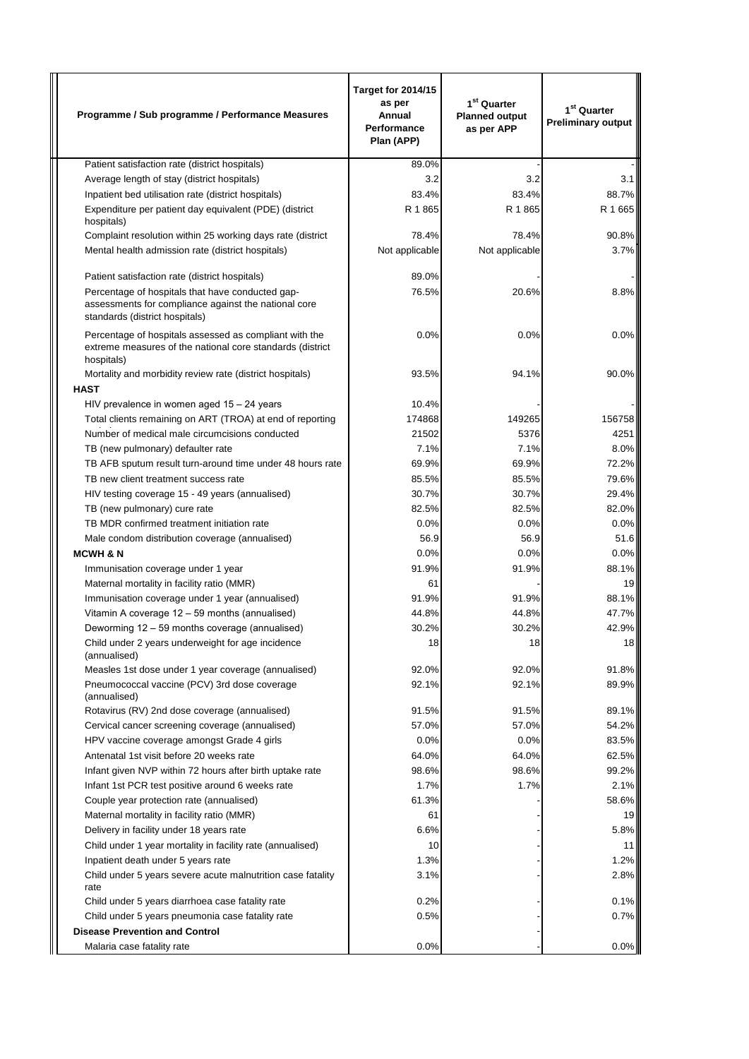| Programme / Sub programme / Performance Measures | Target for 2014/15 as per Annual Performance Plan (APP) | 1st Quarter Planned output as per APP | 1st Quarter Preliminary output |
|---|---|---|---|
| Patient satisfaction rate (district hospitals) | 89.0% | - | - |
| Average length of stay (district hospitals) | 3.2 | 3.2 | 3.1 |
| Inpatient bed utilisation rate (district hospitals) | 83.4% | 83.4% | 88.7% |
| Expenditure per patient day equivalent (PDE) (district hospitals) | R 1 865 | R 1 865 | R 1 665 |
| Complaint resolution within 25 working days rate (district | 78.4% | 78.4% | 90.8% |
| Mental health admission rate (district hospitals) | Not applicable | Not applicable | 3.7% |
| Patient satisfaction rate (district hospitals) | 89.0% | - | - |
| Percentage of hospitals that have conducted gap-assessments for compliance against the national core standards (district hospitals) | 76.5% | 20.6% | 8.8% |
| Percentage of hospitals assessed as compliant with the extreme measures of the national core standards (district hospitals) | 0.0% | 0.0% | 0.0% |
| Mortality and morbidity review rate (district hospitals) | 93.5% | 94.1% | 90.0% |
| **HAST** | | | |
| HIV prevalence in women aged 15 – 24 years | 10.4% | - | - |
| Total clients remaining on ART (TROA) at end of reporting | 174868 | 149265 | 156758 |
| Number of medical male circumcisions conducted | 21502 | 5376 | 4251 |
| TB (new pulmonary) defaulter rate | 7.1% | 7.1% | 8.0% |
| TB AFB sputum result turn-around time under 48 hours rate | 69.9% | 69.9% | 72.2% |
| TB new client treatment success rate | 85.5% | 85.5% | 79.6% |
| HIV testing coverage 15 - 49 years (annualised) | 30.7% | 30.7% | 29.4% |
| TB (new pulmonary) cure rate | 82.5% | 82.5% | 82.0% |
| TB MDR confirmed treatment initiation rate | 0.0% | 0.0% | 0.0% |
| Male condom distribution coverage (annualised) | 56.9 | 56.9 | 51.6 |
| **MCWH & N** | 0.0% | 0.0% | 0.0% |
| Immunisation coverage under 1 year | 91.9% | 91.9% | 88.1% |
| Maternal mortality in facility ratio (MMR) | 61 | - | 19 |
| Immunisation coverage under 1 year (annualised) | 91.9% | 91.9% | 88.1% |
| Vitamin A coverage 12 – 59 months (annualised) | 44.8% | 44.8% | 47.7% |
| Deworming 12 – 59 months coverage (annualised) | 30.2% | 30.2% | 42.9% |
| Child under 2 years underweight for age incidence (annualised) | 18 | 18 | 18 |
| Measles 1st dose under 1 year coverage (annualised) | 92.0% | 92.0% | 91.8% |
| Pneumococcal vaccine (PCV) 3rd dose coverage (annualised) | 92.1% | 92.1% | 89.9% |
| Rotavirus (RV) 2nd dose coverage (annualised) | 91.5% | 91.5% | 89.1% |
| Cervical cancer screening coverage (annualised) | 57.0% | 57.0% | 54.2% |
| HPV vaccine coverage amongst Grade 4 girls | 0.0% | 0.0% | 83.5% |
| Antenatal 1st visit before 20 weeks rate | 64.0% | 64.0% | 62.5% |
| Infant given NVP within 72 hours after birth uptake rate | 98.6% | 98.6% | 99.2% |
| Infant 1st PCR test positive around 6 weeks rate | 1.7% | 1.7% | 2.1% |
| Couple year protection rate (annualised) | 61.3% | - | 58.6% |
| Maternal mortality in facility ratio (MMR) | 61 | - | 19 |
| Delivery in facility under 18 years rate | 6.6% | - | 5.8% |
| Child under 1 year mortality in facility rate (annualised) | 10 | - | 11 |
| Inpatient death under 5 years rate | 1.3% | - | 1.2% |
| Child under 5 years severe acute malnutrition case fatality rate | 3.1% | - | 2.8% |
| Child under 5 years diarrhoea case fatality rate | 0.2% | - | 0.1% |
| Child under 5 years pneumonia case fatality rate | 0.5% | - | 0.7% |
| **Disease Prevention and Control** | | - | |
| Malaria case fatality rate | 0.0% | - | 0.0% |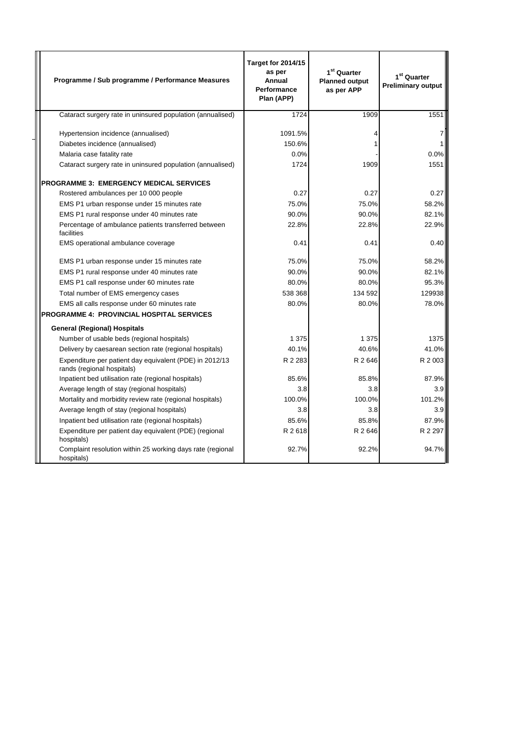| Programme / Sub programme / Performance Measures | Target for 2014/15 as per Annual Performance Plan (APP) | 1st Quarter Planned output as per APP | 1st Quarter Preliminary output |
|---|---|---|---|
| Cataract surgery rate in uninsured population (annualised) | 1724 | 1909 | 1551 |
| Hypertension incidence (annualised) | 1091.5% | 4 | 7 |
| Diabetes incidence (annualised) | 150.6% | 1 | 1 |
| Malaria case fatality rate | 0.0% | - | 0.0% |
| Cataract surgery rate in uninsured population (annualised) | 1724 | 1909 | 1551 |
| **PROGRAMME 3: EMERGENCY MEDICAL SERVICES** | | | |
| Rostered ambulances per 10 000 people | 0.27 | 0.27 | 0.27 |
| EMS P1 urban response under 15 minutes rate | 75.0% | 75.0% | 58.2% |
| EMS P1 rural response under 40 minutes rate | 90.0% | 90.0% | 82.1% |
| Percentage of ambulance patients transferred between facilities | 22.8% | 22.8% | 22.9% |
| EMS operational ambulance coverage | 0.41 | 0.41 | 0.40 |
| EMS P1 urban response under 15 minutes rate | 75.0% | 75.0% | 58.2% |
| EMS P1 rural response under 40 minutes rate | 90.0% | 90.0% | 82.1% |
| EMS P1 call response under 60 minutes rate | 80.0% | 80.0% | 95.3% |
| Total number of EMS emergency cases | 538 368 | 134 592 | 129938 |
| EMS all calls response under 60 minutes rate | 80.0% | 80.0% | 78.0% |
| **PROGRAMME 4: PROVINCIAL HOSPITAL SERVICES** | | | |
| **General (Regional) Hospitals** | | | |
| Number of usable beds (regional hospitals) | 1 375 | 1 375 | 1375 |
| Delivery by caesarean section rate (regional hospitals) | 40.1% | 40.6% | 41.0% |
| Expenditure per patient day equivalent (PDE) in 2012/13 rands (regional hospitals) | R 2 283 | R 2 646 | R 2 003 |
| Inpatient bed utilisation rate (regional hospitals) | 85.6% | 85.8% | 87.9% |
| Average length of stay (regional hospitals) | 3.8 | 3.8 | 3.9 |
| Mortality and morbidity review rate (regional hospitals) | 100.0% | 100.0% | 101.2% |
| Average length of stay (regional hospitals) | 3.8 | 3.8 | 3.9 |
| Inpatient bed utilisation rate (regional hospitals) | 85.6% | 85.8% | 87.9% |
| Expenditure per patient day equivalent (PDE) (regional hospitals) | R 2 618 | R 2 646 | R 2 297 |
| Complaint resolution within 25 working days rate (regional hospitals) | 92.7% | 92.2% | 94.7% |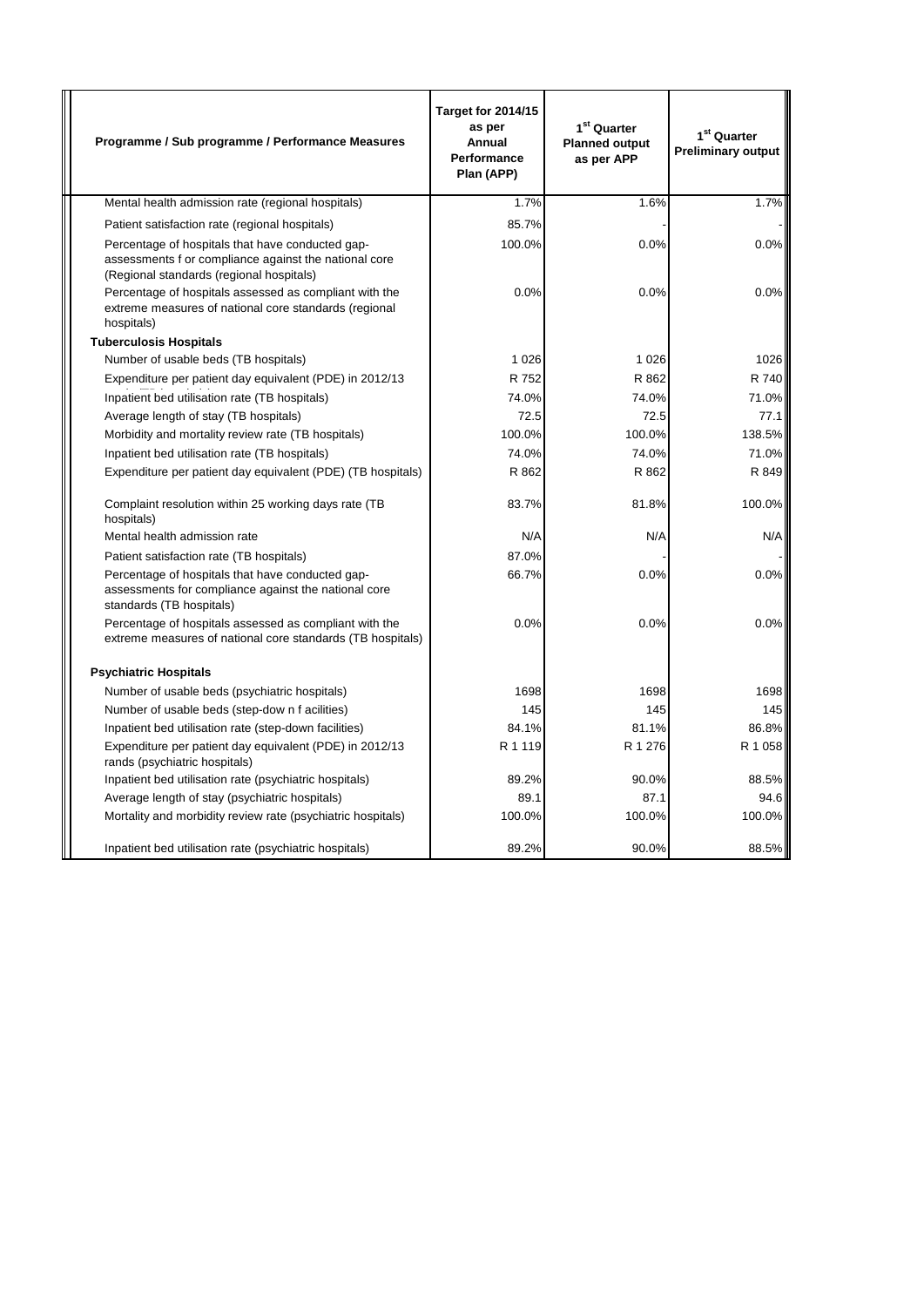| Programme / Sub programme / Performance Measures | Target for 2014/15 as per Annual Performance Plan (APP) | 1st Quarter Planned output as per APP | 1st Quarter Preliminary output |
|---|---|---|---|
| Mental health admission rate (regional hospitals) | 1.7% | 1.6% | 1.7% |
| Patient satisfaction rate (regional hospitals) | 85.7% | - | - |
| Percentage of hospitals that have conducted gap-assessments f or compliance against the national core (Regional standards (regional hospitals) | 100.0% | 0.0% | 0.0% |
| Percentage of hospitals assessed as compliant with the extreme measures of national core standards (regional hospitals) | 0.0% | 0.0% | 0.0% |
| **Tuberculosis Hospitals** | | | |
| Number of usable beds (TB hospitals) | 1 026 | 1 026 | 1026 |
| Expenditure per patient day equivalent (PDE) in 2012/13 | R 752 | R 862 | R 740 |
| Inpatient bed utilisation rate (TB hospitals) | 74.0% | 74.0% | 71.0% |
| Average length of stay (TB hospitals) | 72.5 | 72.5 | 77.1 |
| Morbidity and mortality review rate (TB hospitals) | 100.0% | 100.0% | 138.5% |
| Inpatient bed utilisation rate (TB hospitals) | 74.0% | 74.0% | 71.0% |
| Expenditure per patient day equivalent (PDE) (TB hospitals) | R 862 | R 862 | R 849 |
| Complaint resolution within 25 working days rate (TB hospitals) | 83.7% | 81.8% | 100.0% |
| Mental health admission rate | N/A | N/A | N/A |
| Patient satisfaction rate (TB hospitals) | 87.0% | - | - |
| Percentage of hospitals that have conducted gap-assessments for compliance against the national core standards (TB hospitals) | 66.7% | 0.0% | 0.0% |
| Percentage of hospitals assessed as compliant with the extreme measures of national core standards (TB hospitals) | 0.0% | 0.0% | 0.0% |
| **Psychiatric Hospitals** | | | |
| Number of usable beds (psychiatric hospitals) | 1698 | 1698 | 1698 |
| Number of usable beds (step-dow n f acilities) | 145 | 145 | 145 |
| Inpatient bed utilisation rate (step-down facilities) | 84.1% | 81.1% | 86.8% |
| Expenditure per patient day equivalent (PDE) in 2012/13 rands (psychiatric hospitals) | R 1 119 | R 1 276 | R 1 058 |
| Inpatient bed utilisation rate (psychiatric hospitals) | 89.2% | 90.0% | 88.5% |
| Average length of stay (psychiatric hospitals) | 89.1 | 87.1 | 94.6 |
| Mortality and morbidity review rate (psychiatric hospitals) | 100.0% | 100.0% | 100.0% |
| Inpatient bed utilisation rate (psychiatric hospitals) | 89.2% | 90.0% | 88.5% |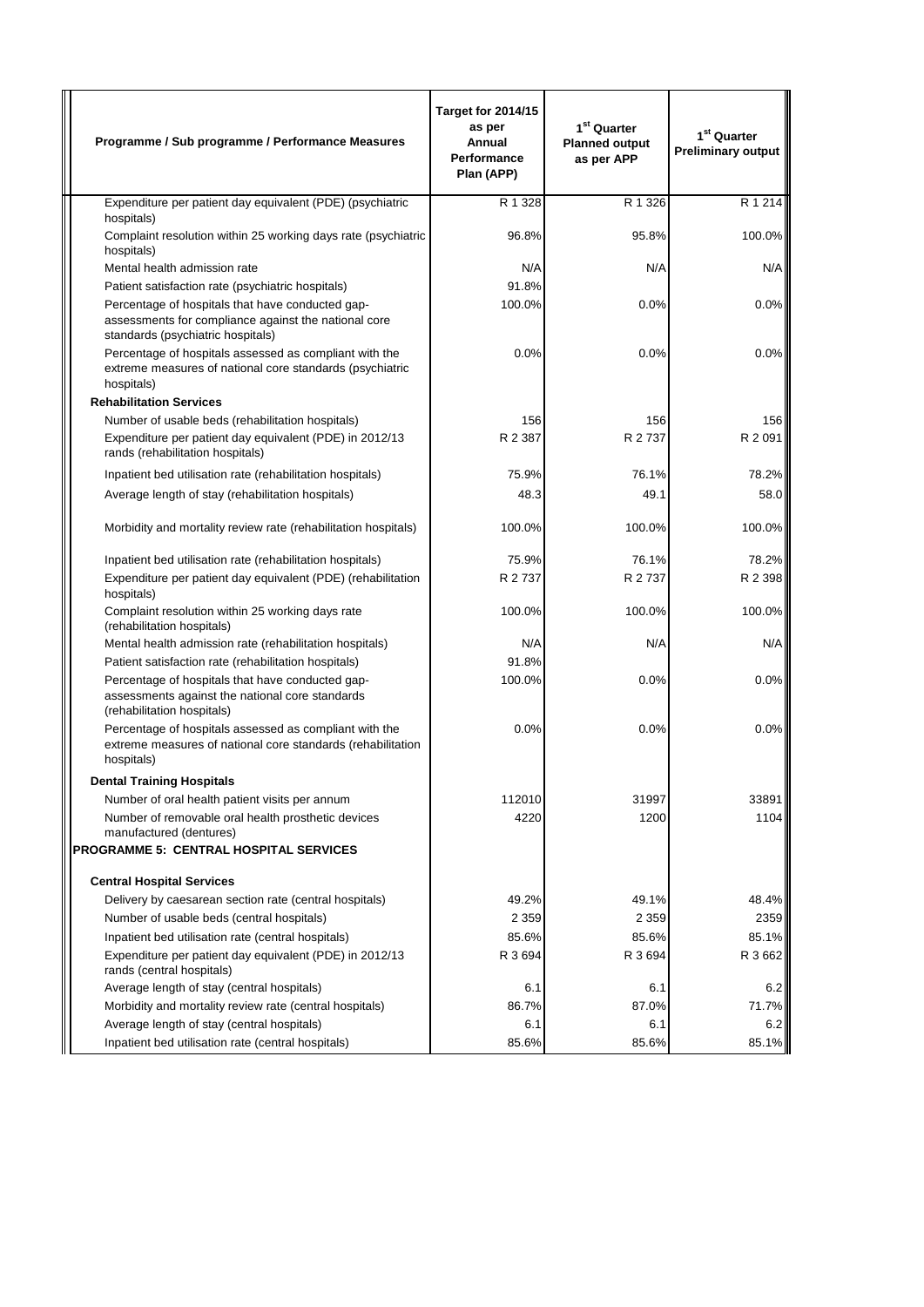| Programme / Sub programme / Performance Measures | Target for 2014/15 as per Annual Performance Plan (APP) | 1[st] Quarter Planned output as per APP | 1[st] Quarter Preliminary output |
|---|---|---|---|
| Expenditure per patient day equivalent (PDE) (psychiatric hospitals) | R 1 328 | R 1 326 | R 1 214 |
| Complaint resolution within 25 working days rate (psychiatric hospitals) | 96.8% | 95.8% | 100.0% |
| Mental health admission rate | N/A | N/A | N/A |
| Patient satisfaction rate (psychiatric hospitals) | 91.8% | | |
| Percentage of hospitals that have conducted gap-assessments for compliance against the national core standards (psychiatric hospitals) | 100.0% | 0.0% | 0.0% |
| Percentage of hospitals assessed as compliant with the extreme measures of national core standards (psychiatric hospitals) | 0.0% | 0.0% | 0.0% |
| **Rehabilitation Services** | | | |
| Number of usable beds (rehabilitation hospitals) | 156 | 156 | 156 |
| Expenditure per patient day equivalent (PDE) in 2012/13 rands (rehabilitation hospitals) | R 2 387 | R 2 737 | R 2 091 |
| Inpatient bed utilisation rate (rehabilitation hospitals) | 75.9% | 76.1% | 78.2% |
| Average length of stay (rehabilitation hospitals) | 48.3 | 49.1 | 58.0 |
| Morbidity and mortality review rate (rehabilitation hospitals) | 100.0% | 100.0% | 100.0% |
| Inpatient bed utilisation rate (rehabilitation hospitals) | 75.9% | 76.1% | 78.2% |
| Expenditure per patient day equivalent (PDE) (rehabilitation hospitals) | R 2 737 | R 2 737 | R 2 398 |
| Complaint resolution within 25 working days rate (rehabilitation hospitals) | 100.0% | 100.0% | 100.0% |
| Mental health admission rate (rehabilitation hospitals) | N/A | N/A | N/A |
| Patient satisfaction rate (rehabilitation hospitals) | 91.8% | | |
| Percentage of hospitals that have conducted gap-assessments against the national core standards (rehabilitation hospitals) | 100.0% | 0.0% | 0.0% |
| Percentage of hospitals assessed as compliant with the extreme measures of national core standards (rehabilitation hospitals) | 0.0% | 0.0% | 0.0% |
| **Dental Training Hospitals** | | | |
| Number of oral health patient visits per annum | 112010 | 31997 | 33891 |
| Number of removable oral health prosthetic devices manufactured (dentures) | 4220 | 1200 | 1104 |
| **PROGRAMME 5: CENTRAL HOSPITAL SERVICES** | | | |
| **Central Hospital Services** | | | |
| Delivery by caesarean section rate (central hospitals) | 49.2% | 49.1% | 48.4% |
| Number of usable beds (central hospitals) | 2 359 | 2 359 | 2359 |
| Inpatient bed utilisation rate (central hospitals) | 85.6% | 85.6% | 85.1% |
| Expenditure per patient day equivalent (PDE) in 2012/13 rands (central hospitals) | R 3 694 | R 3 694 | R 3 662 |
| Average length of stay (central hospitals) | 6.1 | 6.1 | 6.2 |
| Morbidity and mortality review rate (central hospitals) | 86.7% | 87.0% | 71.7% |
| Average length of stay (central hospitals) | 6.1 | 6.1 | 6.2 |
| Inpatient bed utilisation rate (central hospitals) | 85.6% | 85.6% | 85.1% |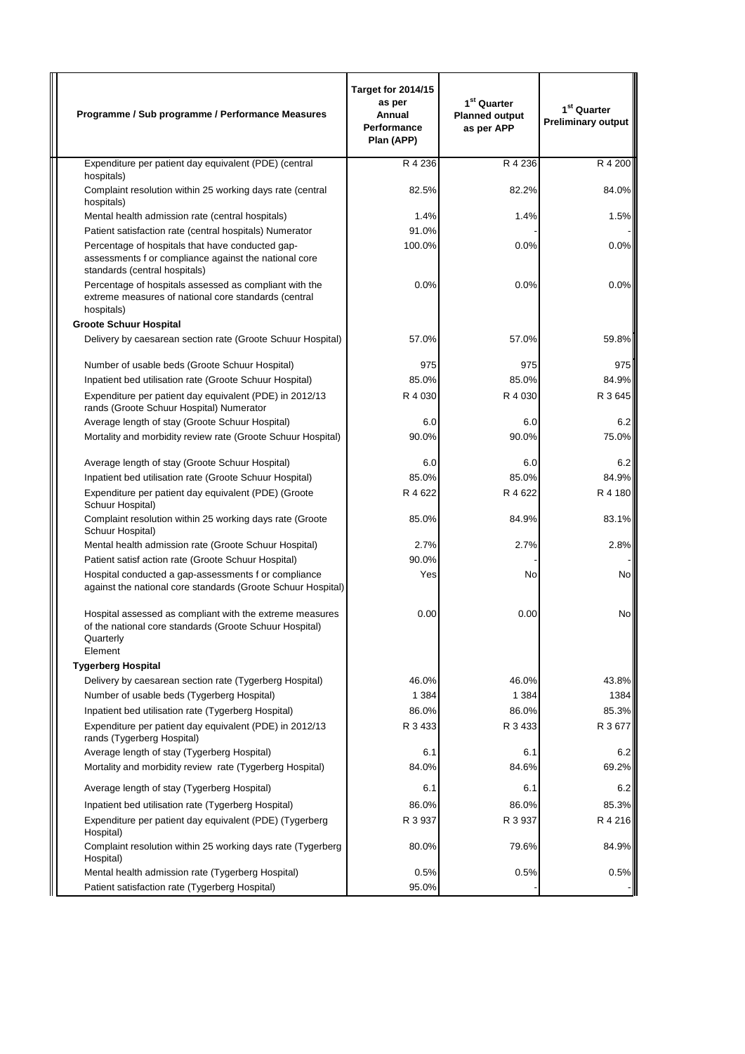| Programme / Sub programme / Performance Measures | Target for 2014/15 as per Annual Performance Plan (APP) | 1st Quarter Planned output as per APP | 1st Quarter Preliminary output |
|---|---|---|---|
| Expenditure per patient day equivalent (PDE) (central hospitals) | R 4 236 | R 4 236 | R 4 200 |
| Complaint resolution within 25 working days rate (central hospitals) | 82.5% | 82.2% | 84.0% |
| Mental health admission rate (central hospitals) | 1.4% | 1.4% | 1.5% |
| Patient satisfaction rate (central hospitals) Numerator | 91.0% | - | - |
| Percentage of hospitals that have conducted gap-assessments f or compliance against the national core standards (central hospitals) | 100.0% | 0.0% | 0.0% |
| Percentage of hospitals assessed as compliant with the extreme measures of national core standards (central hospitals) | 0.0% | 0.0% | 0.0% |
| **Groote Schuur Hospital** | | | |
| Delivery by caesarean section rate (Groote Schuur Hospital) | 57.0% | 57.0% | 59.8% |
| Number of usable beds (Groote Schuur Hospital) | 975 | 975 | 975 |
| Inpatient bed utilisation rate (Groote Schuur Hospital) | 85.0% | 85.0% | 84.9% |
| Expenditure per patient day equivalent (PDE) in 2012/13 rands (Groote Schuur Hospital) Numerator | R 4 030 | R 4 030 | R 3 645 |
| Average length of stay (Groote Schuur Hospital) | 6.0 | 6.0 | 6.2 |
| Mortality and morbidity review rate (Groote Schuur Hospital) | 90.0% | 90.0% | 75.0% |
| Average length of stay (Groote Schuur Hospital) | 6.0 | 6.0 | 6.2 |
| Inpatient bed utilisation rate (Groote Schuur Hospital) | 85.0% | 85.0% | 84.9% |
| Expenditure per patient day equivalent (PDE) (Groote Schuur Hospital) | R 4 622 | R 4 622 | R 4 180 |
| Complaint resolution within 25 working days rate (Groote Schuur Hospital) | 85.0% | 84.9% | 83.1% |
| Mental health admission rate (Groote Schuur Hospital) | 2.7% | 2.7% | 2.8% |
| Patient satisf action rate (Groote Schuur Hospital) | 90.0% | - | - |
| Hospital conducted a gap-assessments f or compliance against the national core standards (Groote Schuur Hospital) | Yes | No | No |
| Hospital assessed as compliant with the extreme measures of the national core standards (Groote Schuur Hospital) Quarterly Element | 0.00 | 0.00 | No |
| **Tygerberg Hospital** | | | |
| Delivery by caesarean section rate (Tygerberg Hospital) | 46.0% | 46.0% | 43.8% |
| Number of usable beds (Tygerberg Hospital) | 1 384 | 1 384 | 1384 |
| Inpatient bed utilisation rate (Tygerberg Hospital) | 86.0% | 86.0% | 85.3% |
| Expenditure per patient day equivalent (PDE) in 2012/13 rands (Tygerberg Hospital) | R 3 433 | R 3 433 | R 3 677 |
| Average length of stay (Tygerberg Hospital) | 6.1 | 6.1 | 6.2 |
| Mortality and morbidity review rate (Tygerberg Hospital) | 84.0% | 84.6% | 69.2% |
| Average length of stay (Tygerberg Hospital) | 6.1 | 6.1 | 6.2 |
| Inpatient bed utilisation rate (Tygerberg Hospital) | 86.0% | 86.0% | 85.3% |
| Expenditure per patient day equivalent (PDE) (Tygerberg Hospital) | R 3 937 | R 3 937 | R 4 216 |
| Complaint resolution within 25 working days rate (Tygerberg Hospital) | 80.0% | 79.6% | 84.9% |
| Mental health admission rate (Tygerberg Hospital) | 0.5% | 0.5% | 0.5% |
| Patient satisfaction rate (Tygerberg Hospital) | 95.0% | - | - |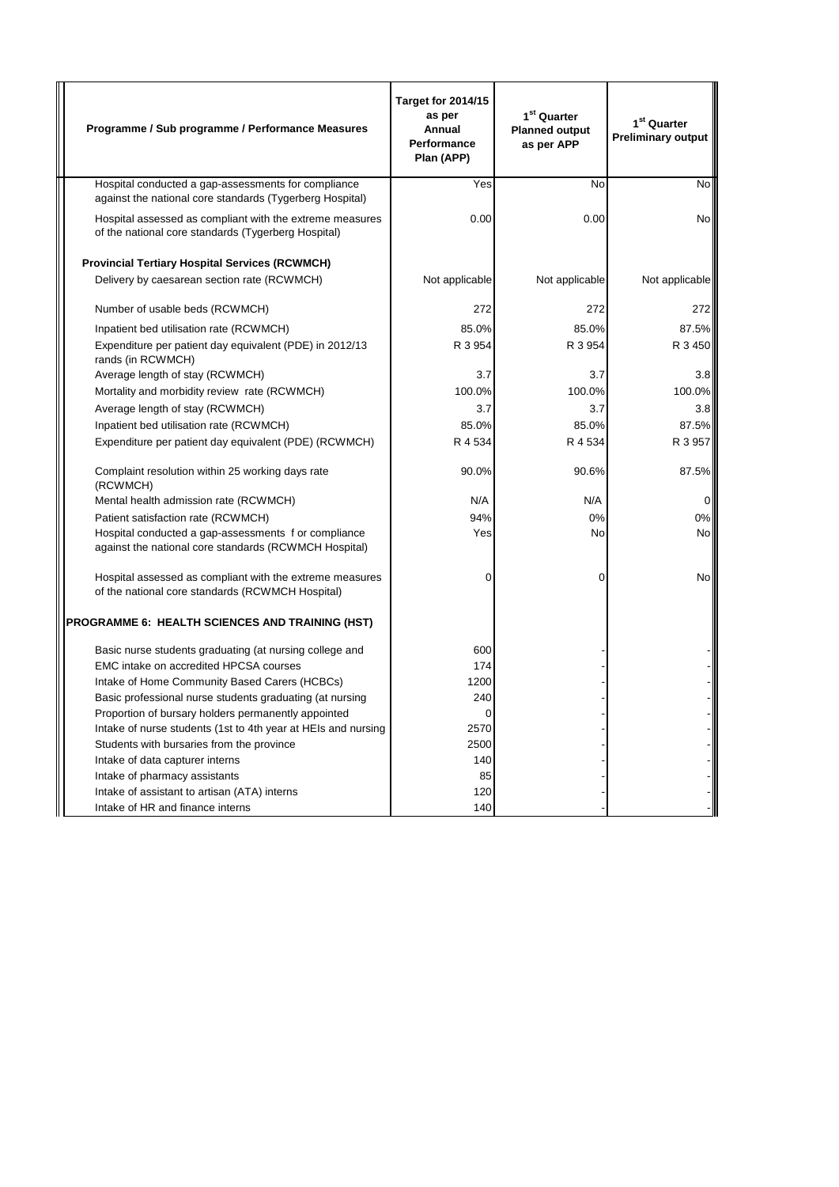| Programme / Sub programme / Performance Measures | Target for 2014/15 as per Annual Performance Plan (APP) | 1st Quarter Planned output as per APP | 1st Quarter Preliminary output |
|---|---|---|---|
| Hospital conducted a gap-assessments for compliance against the national core standards (Tygerberg Hospital) | Yes | No | No |
| Hospital assessed as compliant with the extreme measures of the national core standards (Tygerberg Hospital) | 0.00 | 0.00 | No |
| **Provincial Tertiary Hospital Services (RCWMCH)** | | | |
| Delivery by caesarean section rate (RCWMCH) | Not applicable | Not applicable | Not applicable |
| Number of usable beds (RCWMCH) | 272 | 272 | 272 |
| Inpatient bed utilisation rate (RCWMCH) | 85.0% | 85.0% | 87.5% |
| Expenditure per patient day equivalent (PDE) in 2012/13 rands (in RCWMCH) | R 3 954 | R 3 954 | R 3 450 |
| Average length of stay (RCWMCH) | 3.7 | 3.7 | 3.8 |
| Mortality and morbidity review rate (RCWMCH) | 100.0% | 100.0% | 100.0% |
| Average length of stay (RCWMCH) | 3.7 | 3.7 | 3.8 |
| Inpatient bed utilisation rate (RCWMCH) | 85.0% | 85.0% | 87.5% |
| Expenditure per patient day equivalent (PDE) (RCWMCH) | R 4 534 | R 4 534 | R 3 957 |
| Complaint resolution within 25 working days rate (RCWMCH) | 90.0% | 90.6% | 87.5% |
| Mental health admission rate (RCWMCH) | N/A | N/A | 0 |
| Patient satisfaction rate (RCWMCH) | 94% | 0% | 0% |
| Hospital conducted a gap-assessments f or compliance against the national core standards (RCWMCH Hospital) | Yes | No | No |
| Hospital assessed as compliant with the extreme measures of the national core standards (RCWMCH Hospital) | 0 | 0 | No |
| **PROGRAMME 6: HEALTH SCIENCES AND TRAINING (HST)** | | | |
| Basic nurse students graduating (at nursing college and | 600 | - | - |
| EMC intake on accredited HPCSA courses | 174 | - | - |
| Intake of Home Community Based Carers (HCBCs) | 1200 | - | - |
| Basic professional nurse students graduating (at nursing | 240 | - | - |
| Proportion of bursary holders permanently appointed | 0 | - | - |
| Intake of nurse students (1st to 4th year at HEIs and nursing | 2570 | - | - |
| Students with bursaries from the province | 2500 | - | - |
| Intake of data capturer interns | 140 | - | - |
| Intake of pharmacy assistants | 85 | - | - |
| Intake of assistant to artisan (ATA) interns | 120 | - | - |
| Intake of HR and finance interns | 140 | - | - |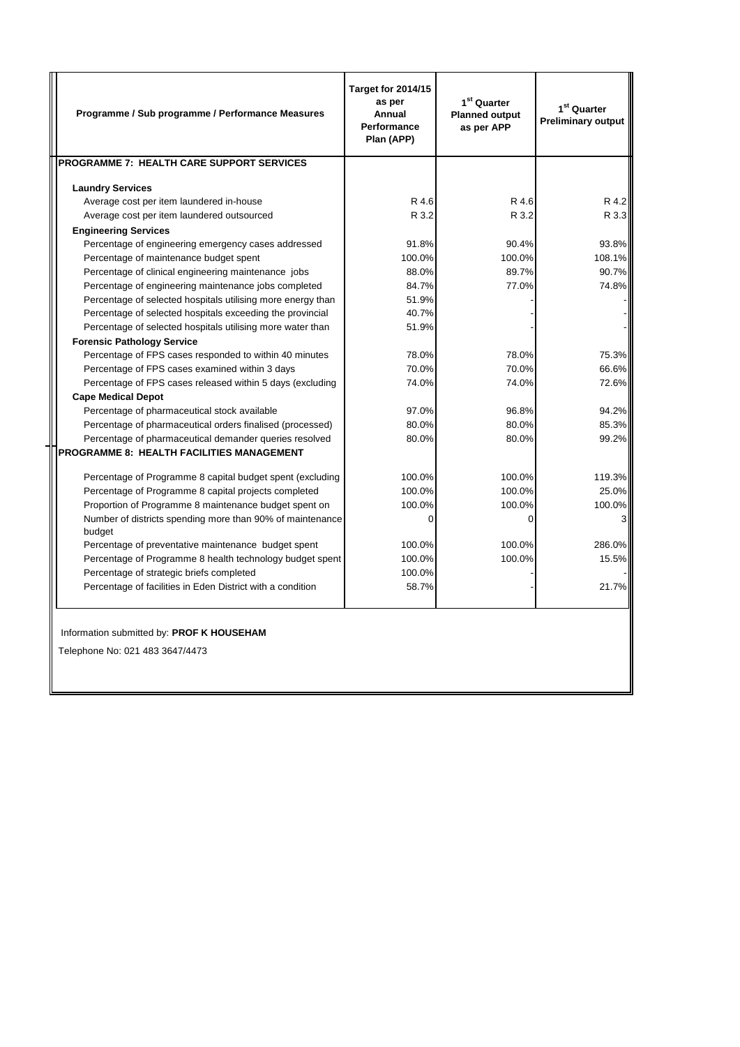| Programme / Sub programme / Performance Measures | Target for 2014/15 as per Annual Performance Plan (APP) | 1st Quarter Planned output as per APP | 1st Quarter Preliminary output |
|---|---|---|---|
| **PROGRAMME 7: HEALTH CARE SUPPORT SERVICES** | | | |
| **Laundry Services** | | | |
| Average cost per item laundered in-house | R 4.6 | R 4.6 | R 4.2 |
| Average cost per item laundered outsourced | R 3.2 | R 3.2 | R 3.3 |
| **Engineering Services** | | | |
| Percentage of engineering emergency cases addressed | 91.8% | 90.4% | 93.8% |
| Percentage of maintenance budget spent | 100.0% | 100.0% | 108.1% |
| Percentage of clinical engineering maintenance jobs | 88.0% | 89.7% | 90.7% |
| Percentage of engineering maintenance jobs completed | 84.7% | 77.0% | 74.8% |
| Percentage of selected hospitals utilising more energy than | 51.9% | - | - |
| Percentage of selected hospitals exceeding the provincial | 40.7% | - | - |
| Percentage of selected hospitals utilising more water than | 51.9% | - | - |
| **Forensic Pathology Service** | | | |
| Percentage of FPS cases responded to within 40 minutes | 78.0% | 78.0% | 75.3% |
| Percentage of FPS cases examined within 3 days | 70.0% | 70.0% | 66.6% |
| Percentage of FPS cases released within 5 days (excluding | 74.0% | 74.0% | 72.6% |
| **Cape Medical Depot** | | | |
| Percentage of pharmaceutical stock available | 97.0% | 96.8% | 94.2% |
| Percentage of pharmaceutical orders finalised (processed) | 80.0% | 80.0% | 85.3% |
| Percentage of pharmaceutical demander queries resolved | 80.0% | 80.0% | 99.2% |
| **PROGRAMME 8: HEALTH FACILITIES MANAGEMENT** | | | |
| Percentage of Programme 8 capital budget spent (excluding | 100.0% | 100.0% | 119.3% |
| Percentage of Programme 8 capital projects completed | 100.0% | 100.0% | 25.0% |
| Proportion of Programme 8 maintenance budget spent on | 100.0% | 100.0% | 100.0% |
| Number of districts spending more than 90% of maintenance budget | 0 | 0 | 3 |
| Percentage of preventative maintenance budget spent | 100.0% | 100.0% | 286.0% |
| Percentage of Programme 8 health technology budget spent | 100.0% | 100.0% | 15.5% |
| Percentage of strategic briefs completed | 100.0% | - | - |
| Percentage of facilities in Eden District with a condition | 58.7% | - | 21.7% |

Information submitted by: **PROF K HOUSEHAM**

Telephone No: 021 483 3647/4473